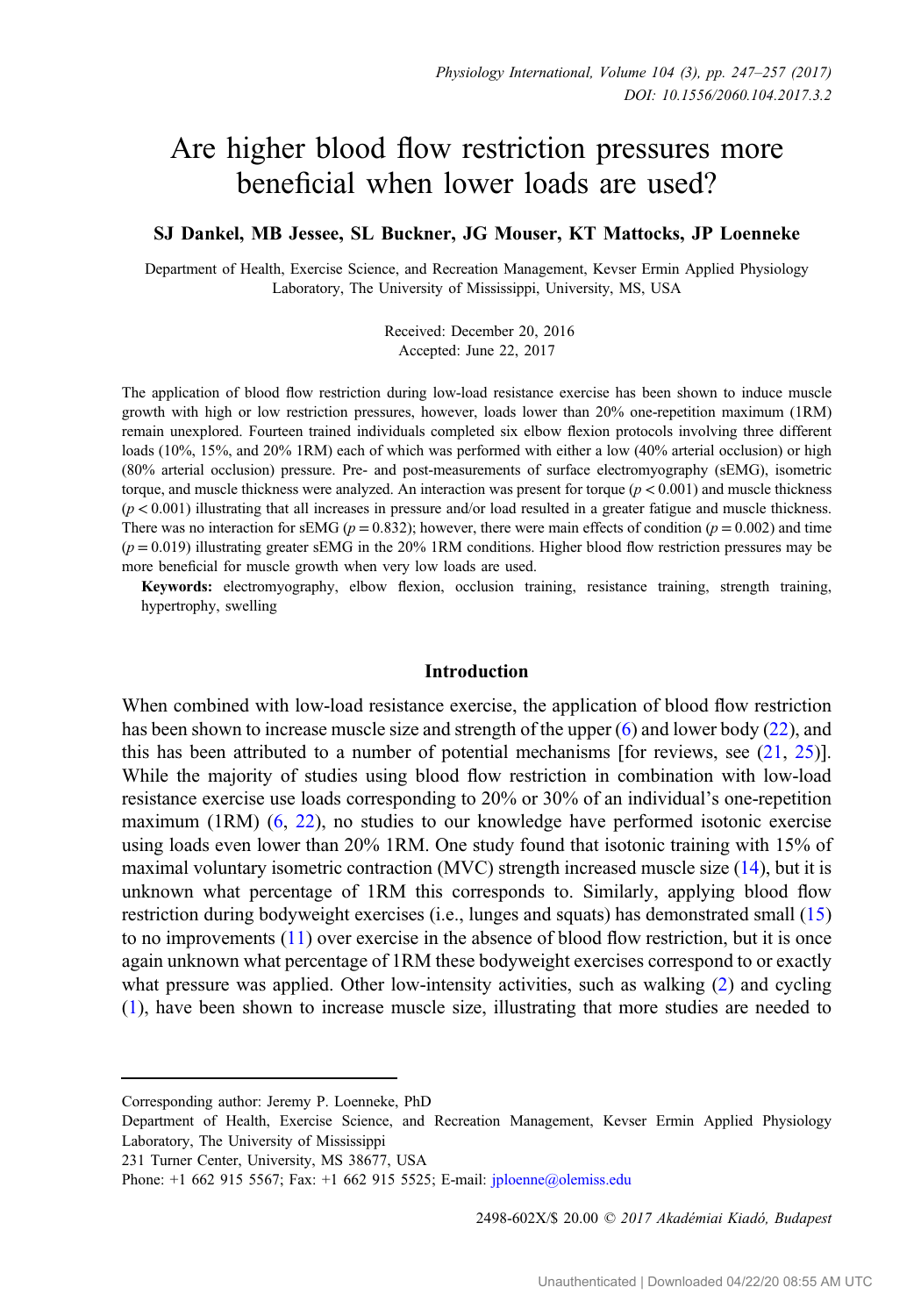# Are higher blood flow restriction pressures more beneficial when lower loads are used?

**SJ Dankel, MB Jessee, SL Buckner, JG Mouser, KT Mattocks, JP Loenneke**

Department of Health, Exercise Science, and Recreation Management, Kevser Ermin Applied Physiology Laboratory, The University of Mississippi, University, MS, USA

Received: December 20, 2016
Accepted: June 22, 2017

The application of blood flow restriction during low-load resistance exercise has been shown to induce muscle growth with high or low restriction pressures, however, loads lower than 20% one-repetition maximum (1RM) remain unexplored. Fourteen trained individuals completed six elbow flexion protocols involving three different loads (10%, 15%, and 20% 1RM) each of which was performed with either a low (40% arterial occlusion) or high (80% arterial occlusion) pressure. Pre- and post-measurements of surface electromyography (sEMG), isometric torque, and muscle thickness were analyzed. An interaction was present for torque ($p < 0.001$) and muscle thickness ($p < 0.001$) illustrating that all increases in pressure and/or load resulted in a greater fatigue and muscle thickness. There was no interaction for sEMG ($p = 0.832$); however, there were main effects of condition ($p = 0.002$) and time ($p = 0.019$) illustrating greater sEMG in the 20% 1RM conditions. Higher blood flow restriction pressures may be more beneficial for muscle growth when very low loads are used.

**Keywords:** electromyography, elbow flexion, occlusion training, resistance training, strength training, hypertrophy, swelling

## Introduction

When combined with low-load resistance exercise, the application of blood flow restriction has been shown to increase muscle size and strength of the upper (6) and lower body (22), and this has been attributed to a number of potential mechanisms [for reviews, see (21, 25)]. While the majority of studies using blood flow restriction in combination with low-load resistance exercise use loads corresponding to 20% or 30% of an individual's one-repetition maximum (1RM) (6, 22), no studies to our knowledge have performed isotonic exercise using loads even lower than 20% 1RM. One study found that isotonic training with 15% of maximal voluntary isometric contraction (MVC) strength increased muscle size (14), but it is unknown what percentage of 1RM this corresponds to. Similarly, applying blood flow restriction during bodyweight exercises (i.e., lunges and squats) has demonstrated small (15) to no improvements (11) over exercise in the absence of blood flow restriction, but it is once again unknown what percentage of 1RM these bodyweight exercises correspond to or exactly what pressure was applied. Other low-intensity activities, such as walking (2) and cycling (1), have been shown to increase muscle size, illustrating that more studies are needed to

Corresponding author: Jeremy P. Loenneke, PhD
Department of Health, Exercise Science, and Recreation Management, Kevser Ermin Applied Physiology Laboratory, The University of Mississippi
231 Turner Center, University, MS 38677, USA
Phone: +1 662 915 5567; Fax: +1 662 915 5525; E-mail: jploenne@olemiss.edu

2498-602X/$ 20.00 © 2017 Akadémiai Kiadó, Budapest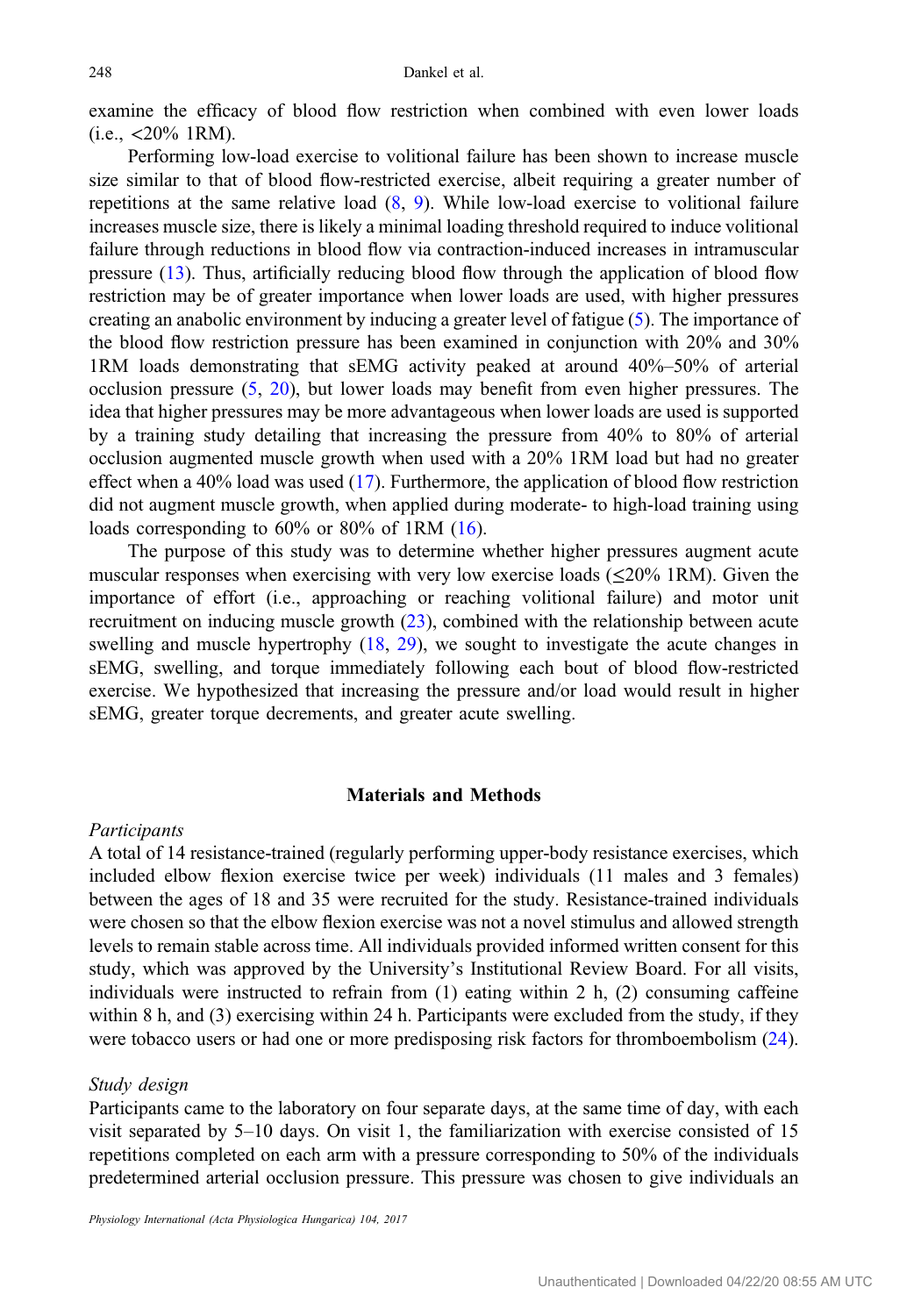examine the efficacy of blood flow restriction when combined with even lower loads (i.e., <20% 1RM).

Performing low-load exercise to volitional failure has been shown to increase muscle size similar to that of blood flow-restricted exercise, albeit requiring a greater number of repetitions at the same relative load (8, 9). While low-load exercise to volitional failure increases muscle size, there is likely a minimal loading threshold required to induce volitional failure through reductions in blood flow via contraction-induced increases in intramuscular pressure (13). Thus, artificially reducing blood flow through the application of blood flow restriction may be of greater importance when lower loads are used, with higher pressures creating an anabolic environment by inducing a greater level of fatigue (5). The importance of the blood flow restriction pressure has been examined in conjunction with 20% and 30% 1RM loads demonstrating that sEMG activity peaked at around 40%–50% of arterial occlusion pressure (5, 20), but lower loads may benefit from even higher pressures. The idea that higher pressures may be more advantageous when lower loads are used is supported by a training study detailing that increasing the pressure from 40% to 80% of arterial occlusion augmented muscle growth when used with a 20% 1RM load but had no greater effect when a 40% load was used (17). Furthermore, the application of blood flow restriction did not augment muscle growth, when applied during moderate- to high-load training using loads corresponding to 60% or 80% of 1RM (16).

The purpose of this study was to determine whether higher pressures augment acute muscular responses when exercising with very low exercise loads (≤20% 1RM). Given the importance of effort (i.e., approaching or reaching volitional failure) and motor unit recruitment on inducing muscle growth (23), combined with the relationship between acute swelling and muscle hypertrophy (18, 29), we sought to investigate the acute changes in sEMG, swelling, and torque immediately following each bout of blood flow-restricted exercise. We hypothesized that increasing the pressure and/or load would result in higher sEMG, greater torque decrements, and greater acute swelling.

## Materials and Methods

### *Participants*

A total of 14 resistance-trained (regularly performing upper-body resistance exercises, which included elbow flexion exercise twice per week) individuals (11 males and 3 females) between the ages of 18 and 35 were recruited for the study. Resistance-trained individuals were chosen so that the elbow flexion exercise was not a novel stimulus and allowed strength levels to remain stable across time. All individuals provided informed written consent for this study, which was approved by the University's Institutional Review Board. For all visits, individuals were instructed to refrain from (1) eating within 2 h, (2) consuming caffeine within 8 h, and (3) exercising within 24 h. Participants were excluded from the study, if they were tobacco users or had one or more predisposing risk factors for thromboembolism (24).

### *Study design*

Participants came to the laboratory on four separate days, at the same time of day, with each visit separated by 5–10 days. On visit 1, the familiarization with exercise consisted of 15 repetitions completed on each arm with a pressure corresponding to 50% of the individuals predetermined arterial occlusion pressure. This pressure was chosen to give individuals an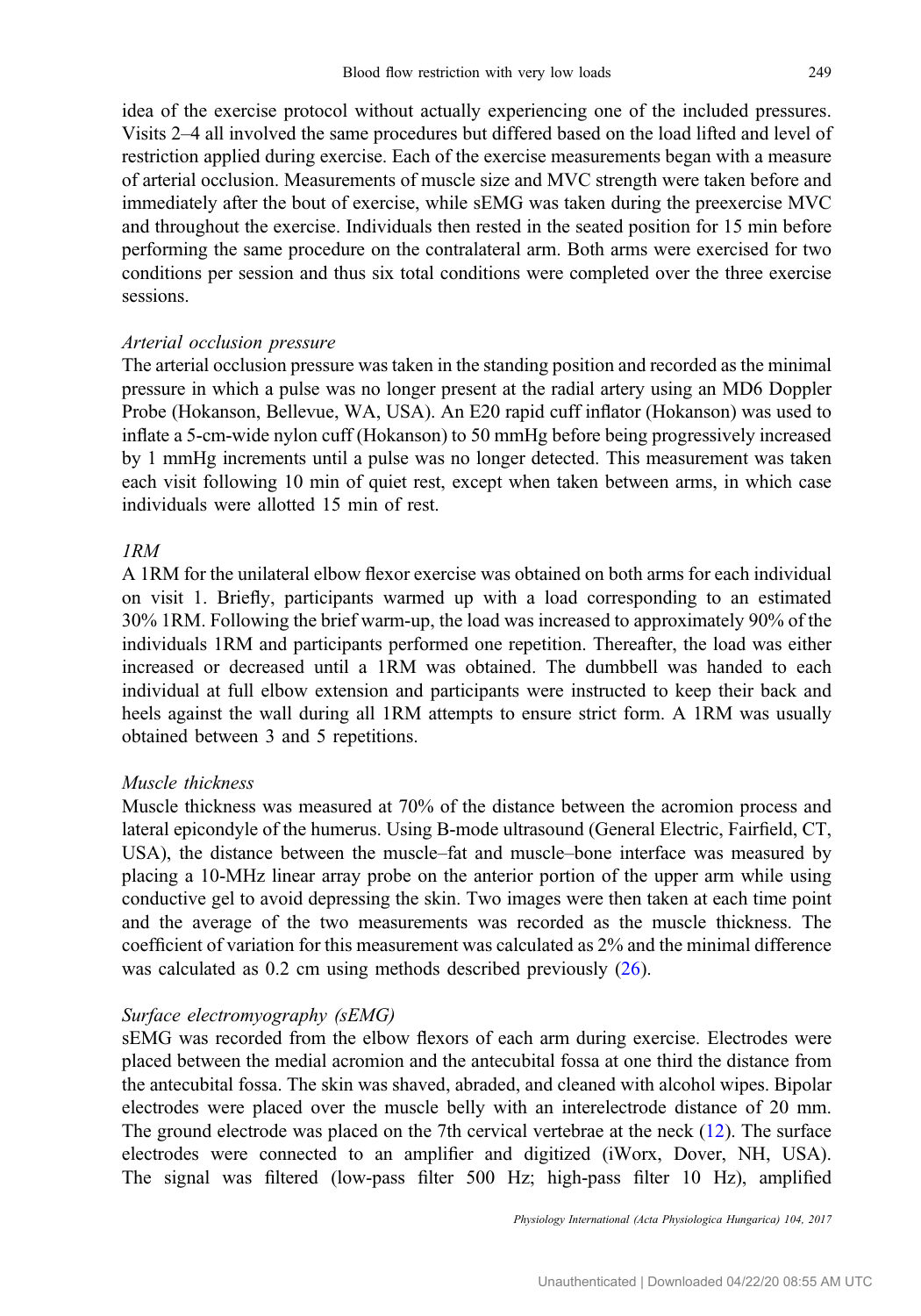idea of the exercise protocol without actually experiencing one of the included pressures. Visits 2–4 all involved the same procedures but differed based on the load lifted and level of restriction applied during exercise. Each of the exercise measurements began with a measure of arterial occlusion. Measurements of muscle size and MVC strength were taken before and immediately after the bout of exercise, while sEMG was taken during the preexercise MVC and throughout the exercise. Individuals then rested in the seated position for 15 min before performing the same procedure on the contralateral arm. Both arms were exercised for two conditions per session and thus six total conditions were completed over the three exercise sessions.

*Arterial occlusion pressure*

The arterial occlusion pressure was taken in the standing position and recorded as the minimal pressure in which a pulse was no longer present at the radial artery using an MD6 Doppler Probe (Hokanson, Bellevue, WA, USA). An E20 rapid cuff inflator (Hokanson) was used to inflate a 5-cm-wide nylon cuff (Hokanson) to 50 mmHg before being progressively increased by 1 mmHg increments until a pulse was no longer detected. This measurement was taken each visit following 10 min of quiet rest, except when taken between arms, in which case individuals were allotted 15 min of rest.

*1RM*

A 1RM for the unilateral elbow flexor exercise was obtained on both arms for each individual on visit 1. Briefly, participants warmed up with a load corresponding to an estimated 30% 1RM. Following the brief warm-up, the load was increased to approximately 90% of the individuals 1RM and participants performed one repetition. Thereafter, the load was either increased or decreased until a 1RM was obtained. The dumbbell was handed to each individual at full elbow extension and participants were instructed to keep their back and heels against the wall during all 1RM attempts to ensure strict form. A 1RM was usually obtained between 3 and 5 repetitions.

*Muscle thickness*

Muscle thickness was measured at 70% of the distance between the acromion process and lateral epicondyle of the humerus. Using B-mode ultrasound (General Electric, Fairfield, CT, USA), the distance between the muscle–fat and muscle–bone interface was measured by placing a 10-MHz linear array probe on the anterior portion of the upper arm while using conductive gel to avoid depressing the skin. Two images were then taken at each time point and the average of the two measurements was recorded as the muscle thickness. The coefficient of variation for this measurement was calculated as 2% and the minimal difference was calculated as 0.2 cm using methods described previously (26).

*Surface electromyography (sEMG)*

sEMG was recorded from the elbow flexors of each arm during exercise. Electrodes were placed between the medial acromion and the antecubital fossa at one third the distance from the antecubital fossa. The skin was shaved, abraded, and cleaned with alcohol wipes. Bipolar electrodes were placed over the muscle belly with an interelectrode distance of 20 mm. The ground electrode was placed on the 7th cervical vertebrae at the neck (12). The surface electrodes were connected to an amplifier and digitized (iWorx, Dover, NH, USA). The signal was filtered (low-pass filter 500 Hz; high-pass filter 10 Hz), amplified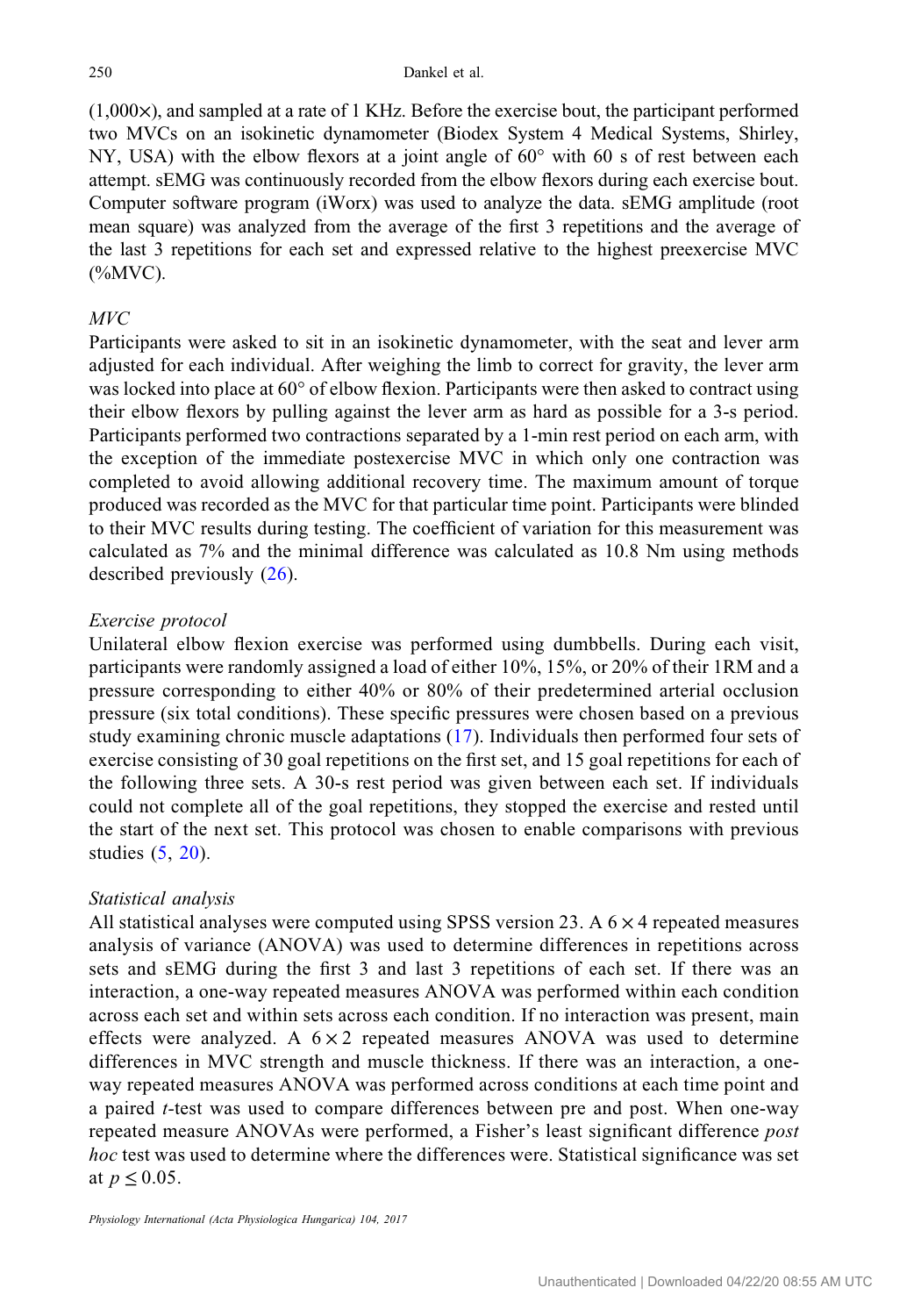(1,000×), and sampled at a rate of 1 KHz. Before the exercise bout, the participant performed two MVCs on an isokinetic dynamometer (Biodex System 4 Medical Systems, Shirley, NY, USA) with the elbow flexors at a joint angle of 60° with 60 s of rest between each attempt. sEMG was continuously recorded from the elbow flexors during each exercise bout. Computer software program (iWorx) was used to analyze the data. sEMG amplitude (root mean square) was analyzed from the average of the first 3 repetitions and the average of the last 3 repetitions for each set and expressed relative to the highest preexercise MVC (%MVC).

*MVC*

Participants were asked to sit in an isokinetic dynamometer, with the seat and lever arm adjusted for each individual. After weighing the limb to correct for gravity, the lever arm was locked into place at 60° of elbow flexion. Participants were then asked to contract using their elbow flexors by pulling against the lever arm as hard as possible for a 3-s period. Participants performed two contractions separated by a 1-min rest period on each arm, with the exception of the immediate postexercise MVC in which only one contraction was completed to avoid allowing additional recovery time. The maximum amount of torque produced was recorded as the MVC for that particular time point. Participants were blinded to their MVC results during testing. The coefficient of variation for this measurement was calculated as 7% and the minimal difference was calculated as 10.8 Nm using methods described previously (26).

*Exercise protocol*

Unilateral elbow flexion exercise was performed using dumbbells. During each visit, participants were randomly assigned a load of either 10%, 15%, or 20% of their 1RM and a pressure corresponding to either 40% or 80% of their predetermined arterial occlusion pressure (six total conditions). These specific pressures were chosen based on a previous study examining chronic muscle adaptations (17). Individuals then performed four sets of exercise consisting of 30 goal repetitions on the first set, and 15 goal repetitions for each of the following three sets. A 30-s rest period was given between each set. If individuals could not complete all of the goal repetitions, they stopped the exercise and rested until the start of the next set. This protocol was chosen to enable comparisons with previous studies (5, 20).

*Statistical analysis*

All statistical analyses were computed using SPSS version 23. A $6 \times 4$ repeated measures analysis of variance (ANOVA) was used to determine differences in repetitions across sets and sEMG during the first 3 and last 3 repetitions of each set. If there was an interaction, a one-way repeated measures ANOVA was performed within each condition across each set and within sets across each condition. If no interaction was present, main effects were analyzed. A $6 \times 2$ repeated measures ANOVA was used to determine differences in MVC strength and muscle thickness. If there was an interaction, a one-way repeated measures ANOVA was performed across conditions at each time point and a paired *t*-test was used to compare differences between pre and post. When one-way repeated measure ANOVAs were performed, a Fisher's least significant difference *post hoc* test was used to determine where the differences were. Statistical significance was set at $p \leq 0.05$.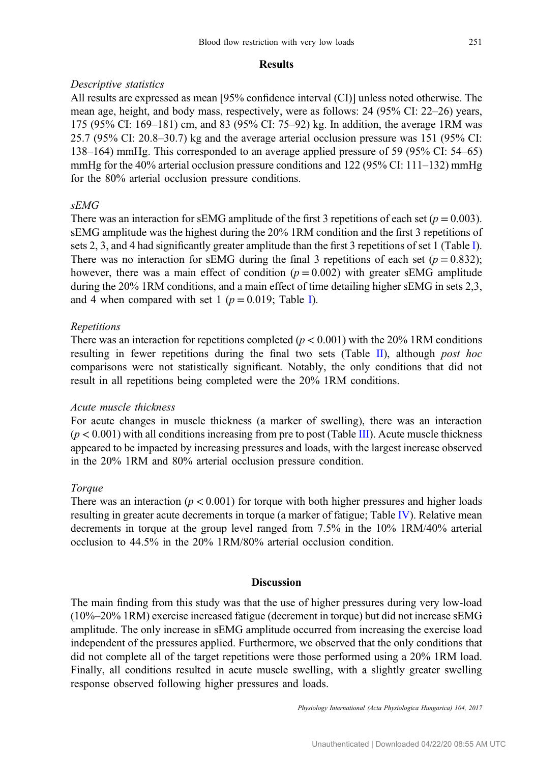## Results

### *Descriptive statistics*

All results are expressed as mean [95% confidence interval (CI)] unless noted otherwise. The mean age, height, and body mass, respectively, were as follows: 24 (95% CI: 22–26) years, 175 (95% CI: 169–181) cm, and 83 (95% CI: 75–92) kg. In addition, the average 1RM was 25.7 (95% CI: 20.8–30.7) kg and the average arterial occlusion pressure was 151 (95% CI: 138–164) mmHg. This corresponded to an average applied pressure of 59 (95% CI: 54–65) mmHg for the 40% arterial occlusion pressure conditions and 122 (95% CI: 111–132) mmHg for the 80% arterial occlusion pressure conditions.

### *sEMG*

There was an interaction for sEMG amplitude of the first 3 repetitions of each set ($p = 0.003$). sEMG amplitude was the highest during the 20% 1RM condition and the first 3 repetitions of sets 2, 3, and 4 had significantly greater amplitude than the first 3 repetitions of set 1 (Table I). There was no interaction for sEMG during the final 3 repetitions of each set ($p = 0.832$); however, there was a main effect of condition ($p = 0.002$) with greater sEMG amplitude during the 20% 1RM conditions, and a main effect of time detailing higher sEMG in sets 2,3, and 4 when compared with set 1 ($p = 0.019$; Table I).

### *Repetitions*

There was an interaction for repetitions completed ($p < 0.001$) with the 20% 1RM conditions resulting in fewer repetitions during the final two sets (Table II), although *post hoc* comparisons were not statistically significant. Notably, the only conditions that did not result in all repetitions being completed were the 20% 1RM conditions.

### *Acute muscle thickness*

For acute changes in muscle thickness (a marker of swelling), there was an interaction ($p < 0.001$) with all conditions increasing from pre to post (Table III). Acute muscle thickness appeared to be impacted by increasing pressures and loads, with the largest increase observed in the 20% 1RM and 80% arterial occlusion pressure condition.

### *Torque*

There was an interaction ($p < 0.001$) for torque with both higher pressures and higher loads resulting in greater acute decrements in torque (a marker of fatigue; Table IV). Relative mean decrements in torque at the group level ranged from 7.5% in the 10% 1RM/40% arterial occlusion to 44.5% in the 20% 1RM/80% arterial occlusion condition.

## Discussion

The main finding from this study was that the use of higher pressures during very low-load (10%–20% 1RM) exercise increased fatigue (decrement in torque) but did not increase sEMG amplitude. The only increase in sEMG amplitude occurred from increasing the exercise load independent of the pressures applied. Furthermore, we observed that the only conditions that did not complete all of the target repetitions were those performed using a 20% 1RM load. Finally, all conditions resulted in acute muscle swelling, with a slightly greater swelling response observed following higher pressures and loads.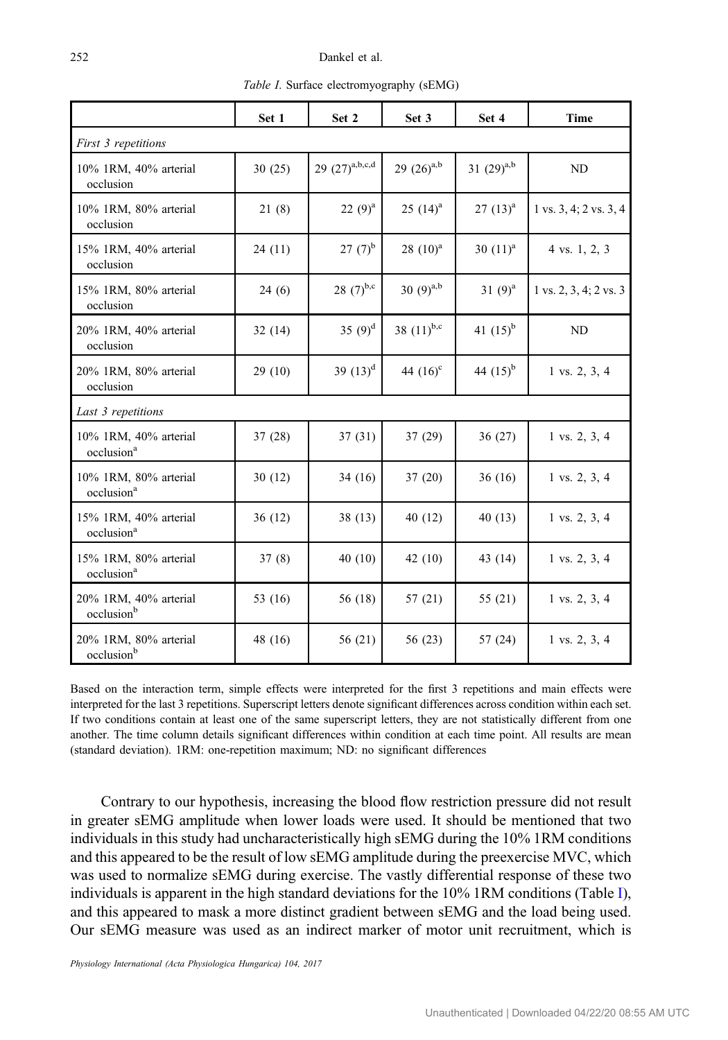*Table I.* Surface electromyography (sEMG)

| | Set 1 | Set 2 | Set 3 | Set 4 | Time |
|---|---|---|---|---|---|
| *First 3 repetitions* | | | | | |
| 10% 1RM, 40% arterial occlusion | 30 (25) | 29 (27)[a,b,c,d] | 29 (26)[a,b] | 31 (29)[a,b] | ND |
| 10% 1RM, 80% arterial occlusion | 21 (8) | 22 (9)[a] | 25 (14)[a] | 27 (13)[a] | 1 vs. 3, 4; 2 vs. 3, 4 |
| 15% 1RM, 40% arterial occlusion | 24 (11) | 27 (7)[b] | 28 (10)[a] | 30 (11)[a] | 4 vs. 1, 2, 3 |
| 15% 1RM, 80% arterial occlusion | 24 (6) | 28 (7)[b,c] | 30 (9)[a,b] | 31 (9)[a] | 1 vs. 2, 3, 4; 2 vs. 3 |
| 20% 1RM, 40% arterial occlusion | 32 (14) | 35 (9)[d] | 38 (11)[b,c] | 41 (15)[b] | ND |
| 20% 1RM, 80% arterial occlusion | 29 (10) | 39 (13)[d] | 44 (16)[c] | 44 (15)[b] | 1 vs. 2, 3, 4 |
| *Last 3 repetitions* | | | | | |
| 10% 1RM, 40% arterial occlusion[a] | 37 (28) | 37 (31) | 37 (29) | 36 (27) | 1 vs. 2, 3, 4 |
| 10% 1RM, 80% arterial occlusion[a] | 30 (12) | 34 (16) | 37 (20) | 36 (16) | 1 vs. 2, 3, 4 |
| 15% 1RM, 40% arterial occlusion[a] | 36 (12) | 38 (13) | 40 (12) | 40 (13) | 1 vs. 2, 3, 4 |
| 15% 1RM, 80% arterial occlusion[a] | 37 (8) | 40 (10) | 42 (10) | 43 (14) | 1 vs. 2, 3, 4 |
| 20% 1RM, 40% arterial occlusion[b] | 53 (16) | 56 (18) | 57 (21) | 55 (21) | 1 vs. 2, 3, 4 |
| 20% 1RM, 80% arterial occlusion[b] | 48 (16) | 56 (21) | 56 (23) | 57 (24) | 1 vs. 2, 3, 4 |

Based on the interaction term, simple effects were interpreted for the first 3 repetitions and main effects were interpreted for the last 3 repetitions. Superscript letters denote significant differences across condition within each set. If two conditions contain at least one of the same superscript letters, they are not statistically different from one another. The time column details significant differences within condition at each time point. All results are mean (standard deviation). 1RM: one-repetition maximum; ND: no significant differences

Contrary to our hypothesis, increasing the blood flow restriction pressure did not result in greater sEMG amplitude when lower loads were used. It should be mentioned that two individuals in this study had uncharacteristically high sEMG during the 10% 1RM conditions and this appeared to be the result of low sEMG amplitude during the preexercise MVC, which was used to normalize sEMG during exercise. The vastly differential response of these two individuals is apparent in the high standard deviations for the 10% 1RM conditions (Table I), and this appeared to mask a more distinct gradient between sEMG and the load being used. Our sEMG measure was used as an indirect marker of motor unit recruitment, which is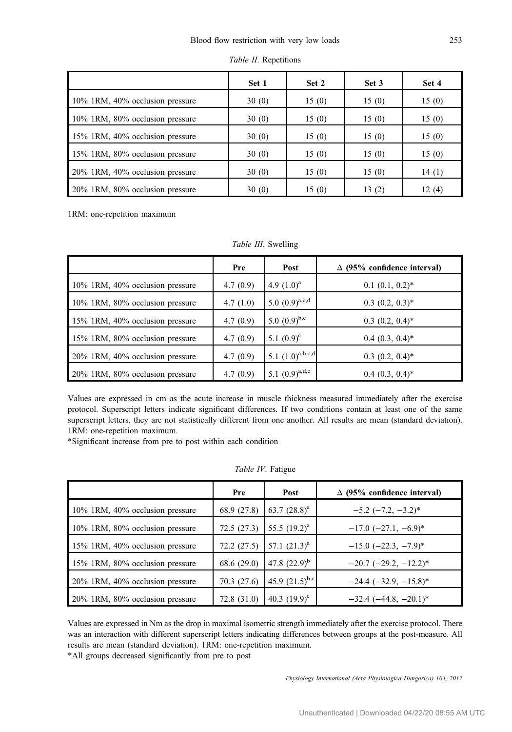*Table II.* Repetitions

| | Set 1 | Set 2 | Set 3 | Set 4 |
|---|---|---|---|---|
| 10% 1RM, 40% occlusion pressure | 30 (0) | 15 (0) | 15 (0) | 15 (0) |
| 10% 1RM, 80% occlusion pressure | 30 (0) | 15 (0) | 15 (0) | 15 (0) |
| 15% 1RM, 40% occlusion pressure | 30 (0) | 15 (0) | 15 (0) | 15 (0) |
| 15% 1RM, 80% occlusion pressure | 30 (0) | 15 (0) | 15 (0) | 15 (0) |
| 20% 1RM, 40% occlusion pressure | 30 (0) | 15 (0) | 15 (0) | 14 (1) |
| 20% 1RM, 80% occlusion pressure | 30 (0) | 15 (0) | 13 (2) | 12 (4) |

1RM: one-repetition maximum

*Table III.* Swelling

| | Pre | Post | Δ (95% confidence interval) |
|---|---|---|---|
| 10% 1RM, 40% occlusion pressure | 4.7 (0.9) | 4.9 (1.0)[a] | 0.1 (0.1, 0.2)* |
| 10% 1RM, 80% occlusion pressure | 4.7 (1.0) | 5.0 (0.9)[a,c,d] | 0.3 (0.2, 0.3)* |
| 15% 1RM, 40% occlusion pressure | 4.7 (0.9) | 5.0 (0.9)[b,e] | 0.3 (0.2, 0.4)* |
| 15% 1RM, 80% occlusion pressure | 4.7 (0.9) | 5.1 (0.9)[c] | 0.4 (0.3, 0.4)* |
| 20% 1RM, 40% occlusion pressure | 4.7 (0.9) | 5.1 (1.0)[a,b,c,d] | 0.3 (0.2, 0.4)* |
| 20% 1RM, 80% occlusion pressure | 4.7 (0.9) | 5.1 (0.9)[a,d,e] | 0.4 (0.3, 0.4)* |

Values are expressed in cm as the acute increase in muscle thickness measured immediately after the exercise protocol. Superscript letters indicate significant differences. If two conditions contain at least one of the same superscript letters, they are not statistically different from one another. All results are mean (standard deviation). 1RM: one-repetition maximum.

*Significant increase from pre to post within each condition

*Table IV.* Fatigue

| | Pre | Post | Δ (95% confidence interval) |
|---|---|---|---|
| 10% 1RM, 40% occlusion pressure | 68.9 (27.8) | 63.7 (28.8)[a] | −5.2 (−7.2, −3.2)* |
| 10% 1RM, 80% occlusion pressure | 72.5 (27.3) | 55.5 (19.2)[a] | −17.0 (−27.1, −6.9)* |
| 15% 1RM, 40% occlusion pressure | 72.2 (27.5) | 57.1 (21.3)[a] | −15.0 (−22.3, −7.9)* |
| 15% 1RM, 80% occlusion pressure | 68.6 (29.0) | 47.8 (22.9)[b] | −20.7 (−29.2, −12.2)* |
| 20% 1RM, 40% occlusion pressure | 70.3 (27.6) | 45.9 (21.5)[b,c] | −24.4 (−32.9, −15.8)* |
| 20% 1RM, 80% occlusion pressure | 72.8 (31.0) | 40.3 (19.9)[c] | −32.4 (−44.8, −20.1)* |

Values are expressed in Nm as the drop in maximal isometric strength immediately after the exercise protocol. There was an interaction with different superscript letters indicating differences between groups at the post-measure. All results are mean (standard deviation). 1RM: one-repetition maximum.

*All groups decreased significantly from pre to post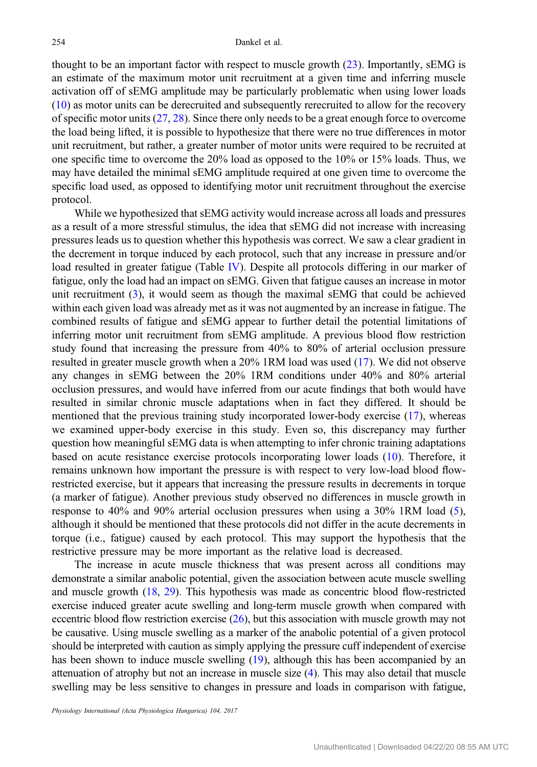thought to be an important factor with respect to muscle growth (23). Importantly, sEMG is an estimate of the maximum motor unit recruitment at a given time and inferring muscle activation off of sEMG amplitude may be particularly problematic when using lower loads (10) as motor units can be derecruited and subsequently rerecruited to allow for the recovery of specific motor units (27, 28). Since there only needs to be a great enough force to overcome the load being lifted, it is possible to hypothesize that there were no true differences in motor unit recruitment, but rather, a greater number of motor units were required to be recruited at one specific time to overcome the 20% load as opposed to the 10% or 15% loads. Thus, we may have detailed the minimal sEMG amplitude required at one given time to overcome the specific load used, as opposed to identifying motor unit recruitment throughout the exercise protocol.

While we hypothesized that sEMG activity would increase across all loads and pressures as a result of a more stressful stimulus, the idea that sEMG did not increase with increasing pressures leads us to question whether this hypothesis was correct. We saw a clear gradient in the decrement in torque induced by each protocol, such that any increase in pressure and/or load resulted in greater fatigue (Table IV). Despite all protocols differing in our marker of fatigue, only the load had an impact on sEMG. Given that fatigue causes an increase in motor unit recruitment (3), it would seem as though the maximal sEMG that could be achieved within each given load was already met as it was not augmented by an increase in fatigue. The combined results of fatigue and sEMG appear to further detail the potential limitations of inferring motor unit recruitment from sEMG amplitude. A previous blood flow restriction study found that increasing the pressure from 40% to 80% of arterial occlusion pressure resulted in greater muscle growth when a 20% 1RM load was used (17). We did not observe any changes in sEMG between the 20% 1RM conditions under 40% and 80% arterial occlusion pressures, and would have inferred from our acute findings that both would have resulted in similar chronic muscle adaptations when in fact they differed. It should be mentioned that the previous training study incorporated lower-body exercise (17), whereas we examined upper-body exercise in this study. Even so, this discrepancy may further question how meaningful sEMG data is when attempting to infer chronic training adaptations based on acute resistance exercise protocols incorporating lower loads (10). Therefore, it remains unknown how important the pressure is with respect to very low-load blood flow-restricted exercise, but it appears that increasing the pressure results in decrements in torque (a marker of fatigue). Another previous study observed no differences in muscle growth in response to 40% and 90% arterial occlusion pressures when using a 30% 1RM load (5), although it should be mentioned that these protocols did not differ in the acute decrements in torque (i.e., fatigue) caused by each protocol. This may support the hypothesis that the restrictive pressure may be more important as the relative load is decreased.

The increase in acute muscle thickness that was present across all conditions may demonstrate a similar anabolic potential, given the association between acute muscle swelling and muscle growth (18, 29). This hypothesis was made as concentric blood flow-restricted exercise induced greater acute swelling and long-term muscle growth when compared with eccentric blood flow restriction exercise (26), but this association with muscle growth may not be causative. Using muscle swelling as a marker of the anabolic potential of a given protocol should be interpreted with caution as simply applying the pressure cuff independent of exercise has been shown to induce muscle swelling (19), although this has been accompanied by an attenuation of atrophy but not an increase in muscle size (4). This may also detail that muscle swelling may be less sensitive to changes in pressure and loads in comparison with fatigue,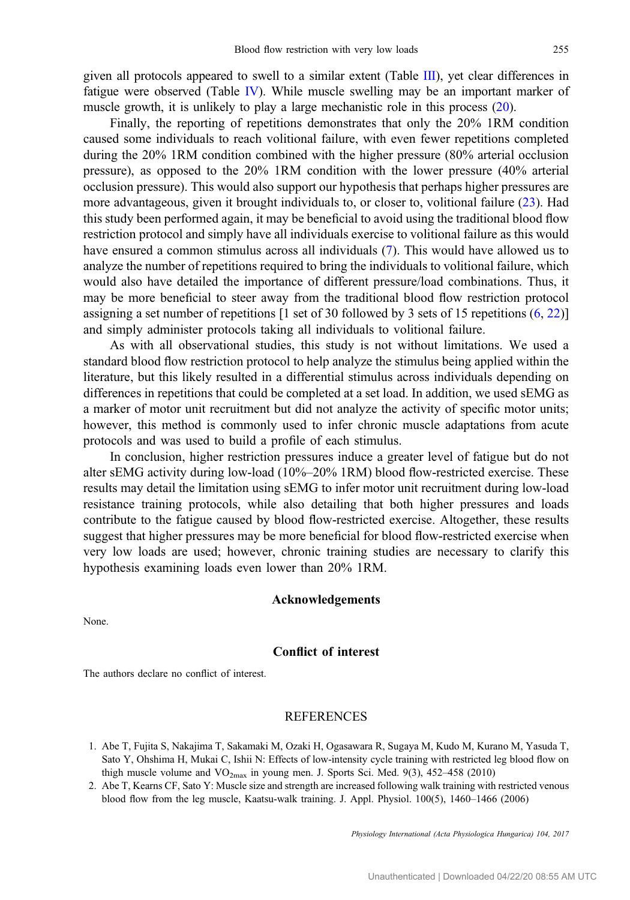given all protocols appeared to swell to a similar extent (Table III), yet clear differences in fatigue were observed (Table IV). While muscle swelling may be an important marker of muscle growth, it is unlikely to play a large mechanistic role in this process (20).

Finally, the reporting of repetitions demonstrates that only the 20% 1RM condition caused some individuals to reach volitional failure, with even fewer repetitions completed during the 20% 1RM condition combined with the higher pressure (80% arterial occlusion pressure), as opposed to the 20% 1RM condition with the lower pressure (40% arterial occlusion pressure). This would also support our hypothesis that perhaps higher pressures are more advantageous, given it brought individuals to, or closer to, volitional failure (23). Had this study been performed again, it may be beneficial to avoid using the traditional blood flow restriction protocol and simply have all individuals exercise to volitional failure as this would have ensured a common stimulus across all individuals (7). This would have allowed us to analyze the number of repetitions required to bring the individuals to volitional failure, which would also have detailed the importance of different pressure/load combinations. Thus, it may be more beneficial to steer away from the traditional blood flow restriction protocol assigning a set number of repetitions [1 set of 30 followed by 3 sets of 15 repetitions (6, 22)] and simply administer protocols taking all individuals to volitional failure.

As with all observational studies, this study is not without limitations. We used a standard blood flow restriction protocol to help analyze the stimulus being applied within the literature, but this likely resulted in a differential stimulus across individuals depending on differences in repetitions that could be completed at a set load. In addition, we used sEMG as a marker of motor unit recruitment but did not analyze the activity of specific motor units; however, this method is commonly used to infer chronic muscle adaptations from acute protocols and was used to build a profile of each stimulus.

In conclusion, higher restriction pressures induce a greater level of fatigue but do not alter sEMG activity during low-load (10%–20% 1RM) blood flow-restricted exercise. These results may detail the limitation using sEMG to infer motor unit recruitment during low-load resistance training protocols, while also detailing that both higher pressures and loads contribute to the fatigue caused by blood flow-restricted exercise. Altogether, these results suggest that higher pressures may be more beneficial for blood flow-restricted exercise when very low loads are used; however, chronic training studies are necessary to clarify this hypothesis examining loads even lower than 20% 1RM.

## Acknowledgements

None.

## Conflict of interest

The authors declare no conflict of interest.

## REFERENCES

1. Abe T, Fujita S, Nakajima T, Sakamaki M, Ozaki H, Ogasawara R, Sugaya M, Kudo M, Kurano M, Yasuda T, Sato Y, Ohshima H, Mukai C, Ishii N: Effects of low-intensity cycle training with restricted leg blood flow on thigh muscle volume and $VO_{2max}$ in young men. J. Sports Sci. Med. 9(3), 452–458 (2010)
2. Abe T, Kearns CF, Sato Y: Muscle size and strength are increased following walk training with restricted venous blood flow from the leg muscle, Kaatsu-walk training. J. Appl. Physiol. 100(5), 1460–1466 (2006)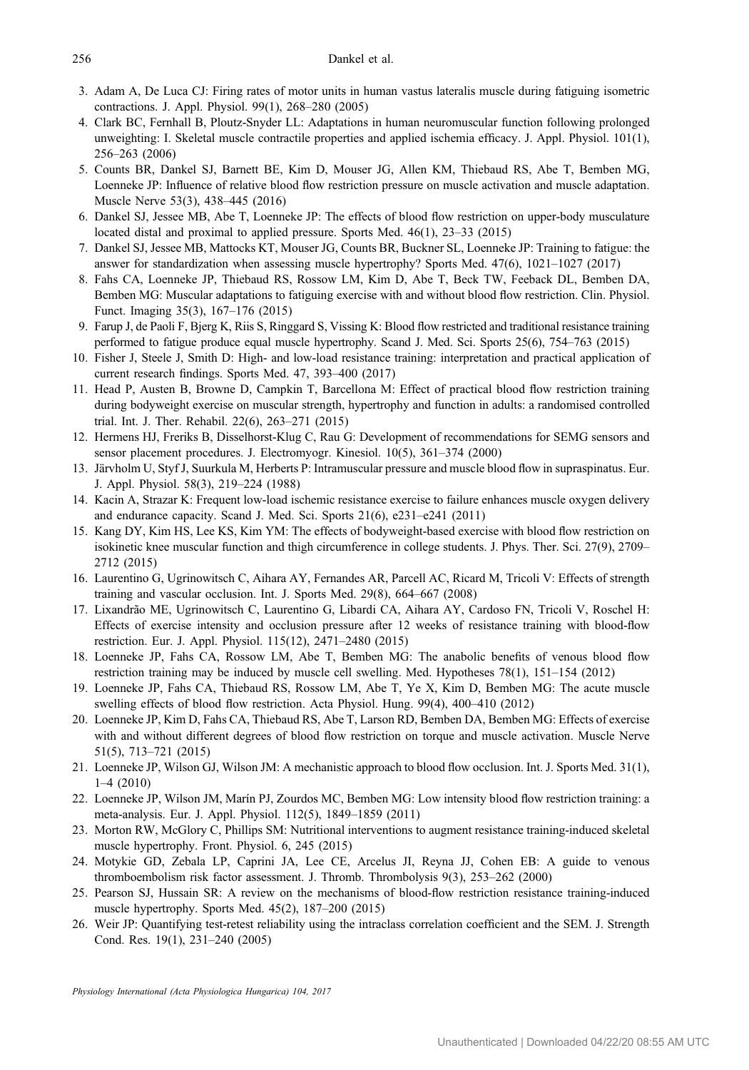3. Adam A, De Luca CJ: Firing rates of motor units in human vastus lateralis muscle during fatiguing isometric contractions. J. Appl. Physiol. 99(1), 268–280 (2005)
4. Clark BC, Fernhall B, Ploutz-Snyder LL: Adaptations in human neuromuscular function following prolonged unweighting: I. Skeletal muscle contractile properties and applied ischemia efficacy. J. Appl. Physiol. 101(1), 256–263 (2006)
5. Counts BR, Dankel SJ, Barnett BE, Kim D, Mouser JG, Allen KM, Thiebaud RS, Abe T, Bemben MG, Loenneke JP: Influence of relative blood flow restriction pressure on muscle activation and muscle adaptation. Muscle Nerve 53(3), 438–445 (2016)
6. Dankel SJ, Jessee MB, Abe T, Loenneke JP: The effects of blood flow restriction on upper-body musculature located distal and proximal to applied pressure. Sports Med. 46(1), 23–33 (2015)
7. Dankel SJ, Jessee MB, Mattocks KT, Mouser JG, Counts BR, Buckner SL, Loenneke JP: Training to fatigue: the answer for standardization when assessing muscle hypertrophy? Sports Med. 47(6), 1021–1027 (2017)
8. Fahs CA, Loenneke JP, Thiebaud RS, Rossow LM, Kim D, Abe T, Beck TW, Feeback DL, Bemben DA, Bemben MG: Muscular adaptations to fatiguing exercise with and without blood flow restriction. Clin. Physiol. Funct. Imaging 35(3), 167–176 (2015)
9. Farup J, de Paoli F, Bjerg K, Riis S, Ringgard S, Vissing K: Blood flow restricted and traditional resistance training performed to fatigue produce equal muscle hypertrophy. Scand J. Med. Sci. Sports 25(6), 754–763 (2015)
10. Fisher J, Steele J, Smith D: High- and low-load resistance training: interpretation and practical application of current research findings. Sports Med. 47, 393–400 (2017)
11. Head P, Austen B, Browne D, Campkin T, Barcellona M: Effect of practical blood flow restriction training during bodyweight exercise on muscular strength, hypertrophy and function in adults: a randomised controlled trial. Int. J. Ther. Rehabil. 22(6), 263–271 (2015)
12. Hermens HJ, Freriks B, Disselhorst-Klug C, Rau G: Development of recommendations for SEMG sensors and sensor placement procedures. J. Electromyogr. Kinesiol. 10(5), 361–374 (2000)
13. Järvholm U, Styf J, Suurkula M, Herberts P: Intramuscular pressure and muscle blood flow in supraspinatus. Eur. J. Appl. Physiol. 58(3), 219–224 (1988)
14. Kacin A, Strazar K: Frequent low-load ischemic resistance exercise to failure enhances muscle oxygen delivery and endurance capacity. Scand J. Med. Sci. Sports 21(6), e231–e241 (2011)
15. Kang DY, Kim HS, Lee KS, Kim YM: The effects of bodyweight-based exercise with blood flow restriction on isokinetic knee muscular function and thigh circumference in college students. J. Phys. Ther. Sci. 27(9), 2709–2712 (2015)
16. Laurentino G, Ugrinowitsch C, Aihara AY, Fernandes AR, Parcell AC, Ricard M, Tricoli V: Effects of strength training and vascular occlusion. Int. J. Sports Med. 29(8), 664–667 (2008)
17. Lixandrão ME, Ugrinowitsch C, Laurentino G, Libardi CA, Aihara AY, Cardoso FN, Tricoli V, Roschel H: Effects of exercise intensity and occlusion pressure after 12 weeks of resistance training with blood-flow restriction. Eur. J. Appl. Physiol. 115(12), 2471–2480 (2015)
18. Loenneke JP, Fahs CA, Rossow LM, Abe T, Bemben MG: The anabolic benefits of venous blood flow restriction training may be induced by muscle cell swelling. Med. Hypotheses 78(1), 151–154 (2012)
19. Loenneke JP, Fahs CA, Thiebaud RS, Rossow LM, Abe T, Ye X, Kim D, Bemben MG: The acute muscle swelling effects of blood flow restriction. Acta Physiol. Hung. 99(4), 400–410 (2012)
20. Loenneke JP, Kim D, Fahs CA, Thiebaud RS, Abe T, Larson RD, Bemben DA, Bemben MG: Effects of exercise with and without different degrees of blood flow restriction on torque and muscle activation. Muscle Nerve 51(5), 713–721 (2015)
21. Loenneke JP, Wilson GJ, Wilson JM: A mechanistic approach to blood flow occlusion. Int. J. Sports Med. 31(1), 1–4 (2010)
22. Loenneke JP, Wilson JM, Marín PJ, Zourdos MC, Bemben MG: Low intensity blood flow restriction training: a meta-analysis. Eur. J. Appl. Physiol. 112(5), 1849–1859 (2011)
23. Morton RW, McGlory C, Phillips SM: Nutritional interventions to augment resistance training-induced skeletal muscle hypertrophy. Front. Physiol. 6, 245 (2015)
24. Motykie GD, Zebala LP, Caprini JA, Lee CE, Arcelus JI, Reyna JJ, Cohen EB: A guide to venous thromboembolism risk factor assessment. J. Thromb. Thrombolysis 9(3), 253–262 (2000)
25. Pearson SJ, Hussain SR: A review on the mechanisms of blood-flow restriction resistance training-induced muscle hypertrophy. Sports Med. 45(2), 187–200 (2015)
26. Weir JP: Quantifying test-retest reliability using the intraclass correlation coefficient and the SEM. J. Strength Cond. Res. 19(1), 231–240 (2005)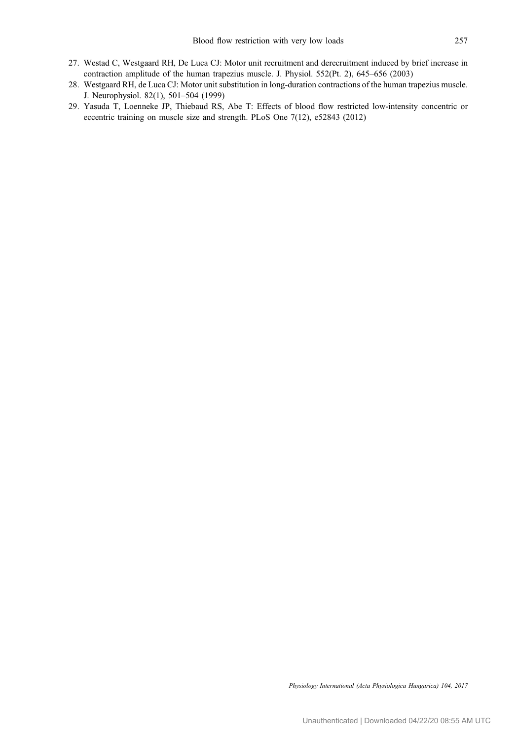27. Westad C, Westgaard RH, De Luca CJ: Motor unit recruitment and derecruitment induced by brief increase in contraction amplitude of the human trapezius muscle. J. Physiol. 552(Pt. 2), 645–656 (2003)
28. Westgaard RH, de Luca CJ: Motor unit substitution in long-duration contractions of the human trapezius muscle. J. Neurophysiol. 82(1), 501–504 (1999)
29. Yasuda T, Loenneke JP, Thiebaud RS, Abe T: Effects of blood flow restricted low-intensity concentric or eccentric training on muscle size and strength. PLoS One 7(12), e52843 (2012)